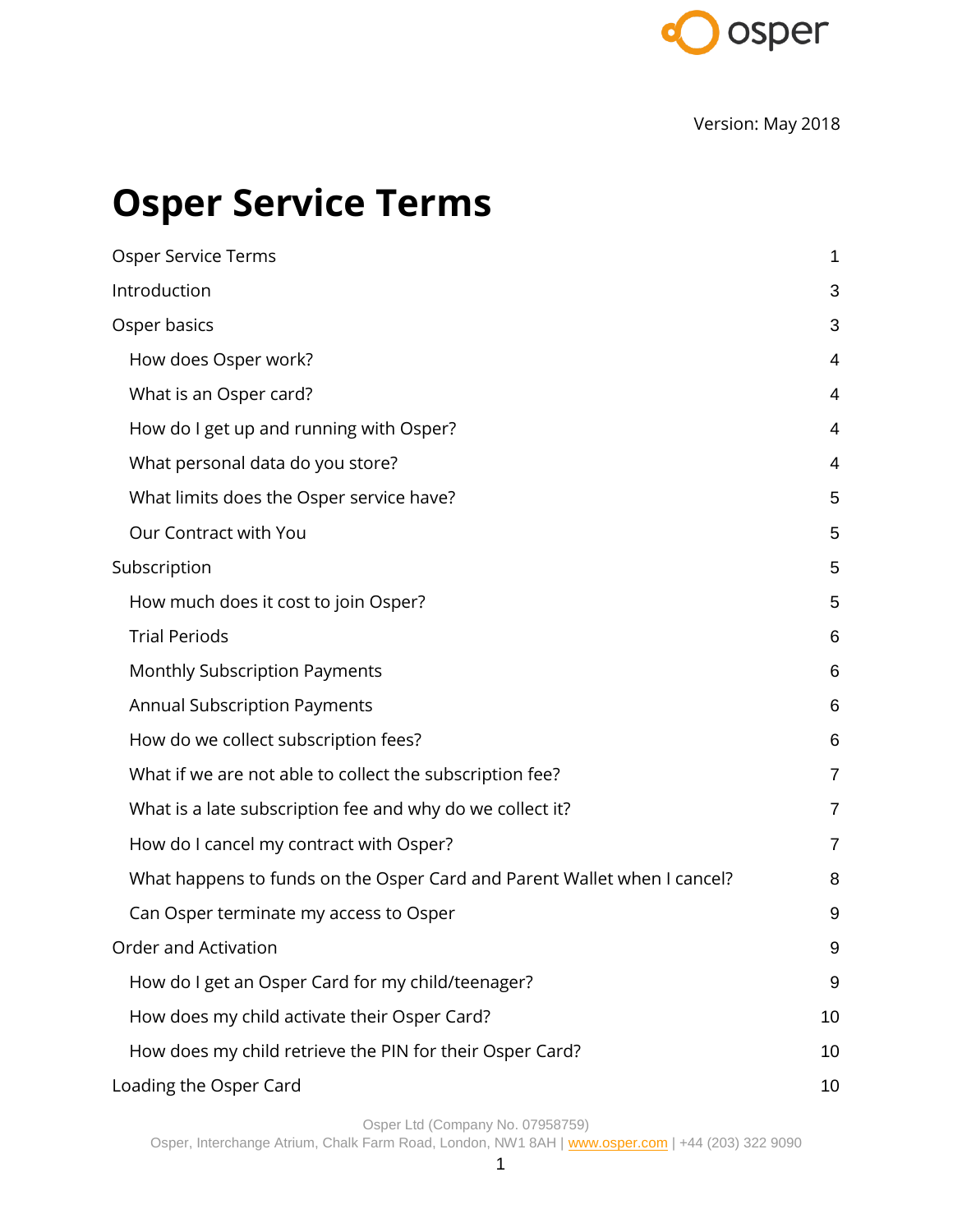Version: May 2018

# Osper Service Terms

| | |
|---|---|
| Osper Service Terms | 1 |
| Introduction | 3 |
| Osper basics | 3 |
| How does Osper work? | 4 |
| What is an Osper card? | 4 |
| How do I get up and running with Osper? | 4 |
| What personal data do you store? | 4 |
| What limits does the Osper service have? | 5 |
| Our Contract with You | 5 |
| Subscription | 5 |
| How much does it cost to join Osper? | 5 |
| Trial Periods | 6 |
| Monthly Subscription Payments | 6 |
| Annual Subscription Payments | 6 |
| How do we collect subscription fees? | 6 |
| What if we are not able to collect the subscription fee? | 7 |
| What is a late subscription fee and why do we collect it? | 7 |
| How do I cancel my contract with Osper? | 7 |
| What happens to funds on the Osper Card and Parent Wallet when I cancel? | 8 |
| Can Osper terminate my access to Osper | 9 |
| Order and Activation | 9 |
| How do I get an Osper Card for my child/teenager? | 9 |
| How does my child activate their Osper Card? | 10 |
| How does my child retrieve the PIN for their Osper Card? | 10 |
| Loading the Osper Card | 10 |

Osper Ltd (Company No. 07958759)
Osper, Interchange Atrium, Chalk Farm Road, London, NW1 8AH | www.osper.com | +44 (203) 322 9090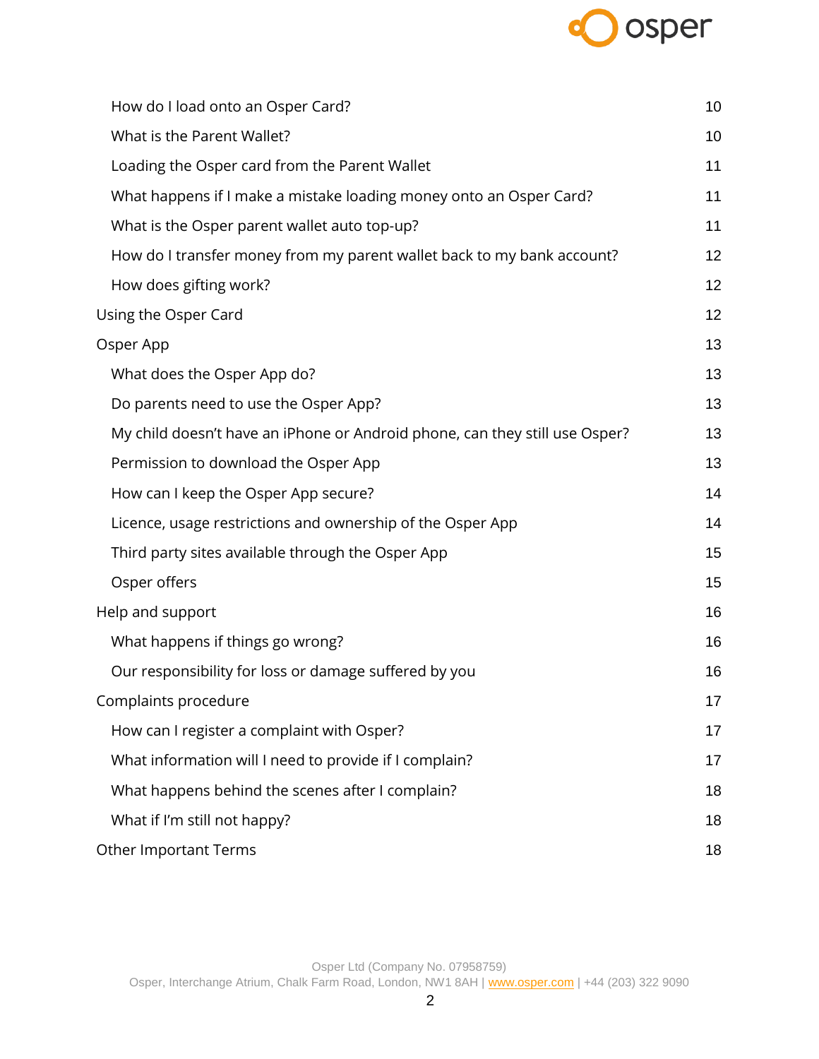| | |
|---|---|
| How do I load onto an Osper Card? | 10 |
| What is the Parent Wallet? | 10 |
| Loading the Osper card from the Parent Wallet | 11 |
| What happens if I make a mistake loading money onto an Osper Card? | 11 |
| What is the Osper parent wallet auto top-up? | 11 |
| How do I transfer money from my parent wallet back to my bank account? | 12 |
| How does gifting work? | 12 |
| Using the Osper Card | 12 |
| Osper App | 13 |
| What does the Osper App do? | 13 |
| Do parents need to use the Osper App? | 13 |
| My child doesn't have an iPhone or Android phone, can they still use Osper? | 13 |
| Permission to download the Osper App | 13 |
| How can I keep the Osper App secure? | 14 |
| Licence, usage restrictions and ownership of the Osper App | 14 |
| Third party sites available through the Osper App | 15 |
| Osper offers | 15 |
| Help and support | 16 |
| What happens if things go wrong? | 16 |
| Our responsibility for loss or damage suffered by you | 16 |
| Complaints procedure | 17 |
| How can I register a complaint with Osper? | 17 |
| What information will I need to provide if I complain? | 17 |
| What happens behind the scenes after I complain? | 18 |
| What if I'm still not happy? | 18 |
| Other Important Terms | 18 |

Osper Ltd (Company No. 07958759)
Osper, Interchange Atrium, Chalk Farm Road, London, NW1 8AH | www.osper.com | +44 (203) 322 9090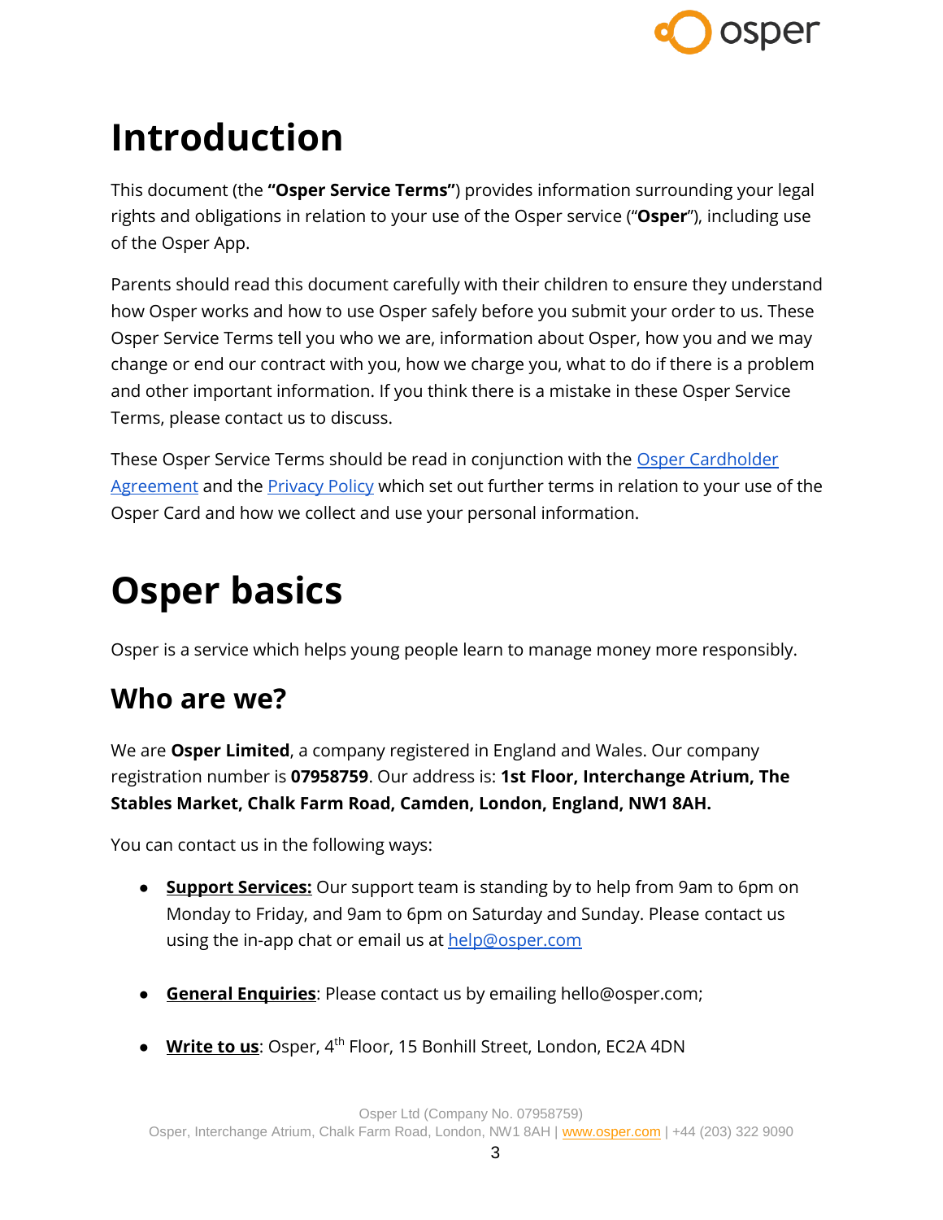# Introduction

This document (the **"Osper Service Terms"**) provides information surrounding your legal rights and obligations in relation to your use of the Osper service ("**Osper**"), including use of the Osper App.

Parents should read this document carefully with their children to ensure they understand how Osper works and how to use Osper safely before you submit your order to us. These Osper Service Terms tell you who we are, information about Osper, how you and we may change or end our contract with you, how we charge you, what to do if there is a problem and other important information. If you think there is a mistake in these Osper Service Terms, please contact us to discuss.

These Osper Service Terms should be read in conjunction with the Osper Cardholder Agreement and the Privacy Policy which set out further terms in relation to your use of the Osper Card and how we collect and use your personal information.

# Osper basics

Osper is a service which helps young people learn to manage money more responsibly.

## Who are we?

We are **Osper Limited**, a company registered in England and Wales. Our company registration number is **07958759**. Our address is: **1st Floor, Interchange Atrium, The Stables Market, Chalk Farm Road, Camden, London, England, NW1 8AH.**

You can contact us in the following ways:

- **Support Services:** Our support team is standing by to help from 9am to 6pm on Monday to Friday, and 9am to 6pm on Saturday and Sunday. Please contact us using the in-app chat or email us at help@osper.com

- **General Enquiries**: Please contact us by emailing hello@osper.com;

- **Write to us**: Osper, 4th Floor, 15 Bonhill Street, London, EC2A 4DN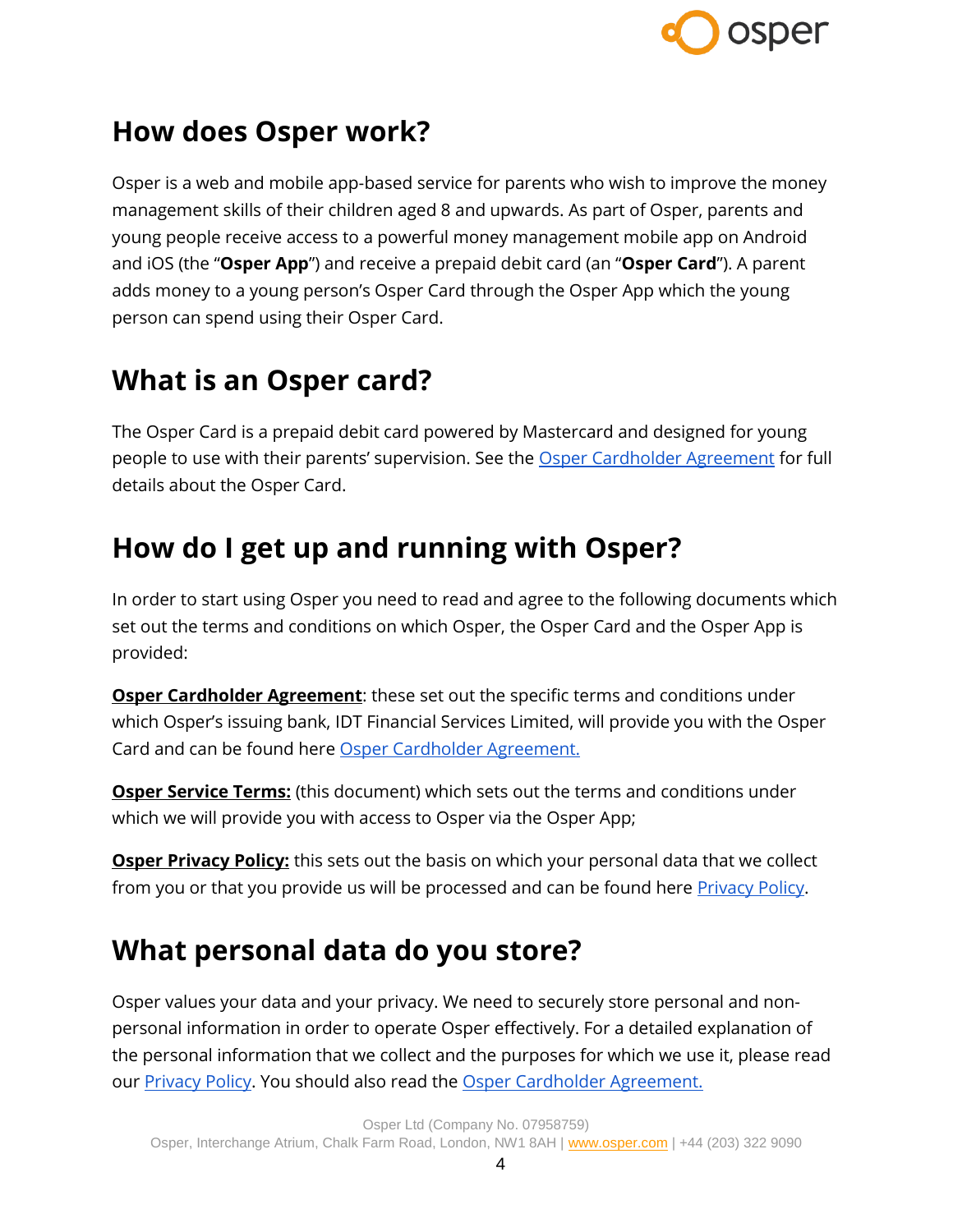## How does Osper work?

Osper is a web and mobile app-based service for parents who wish to improve the money management skills of their children aged 8 and upwards. As part of Osper, parents and young people receive access to a powerful money management mobile app on Android and iOS (the "**Osper App**") and receive a prepaid debit card (an "**Osper Card**"). A parent adds money to a young person's Osper Card through the Osper App which the young person can spend using their Osper Card.

## What is an Osper card?

The Osper Card is a prepaid debit card powered by Mastercard and designed for young people to use with their parents' supervision. See the Osper Cardholder Agreement for full details about the Osper Card.

## How do I get up and running with Osper?

In order to start using Osper you need to read and agree to the following documents which set out the terms and conditions on which Osper, the Osper Card and the Osper App is provided:

**Osper Cardholder Agreement**: these set out the specific terms and conditions under which Osper's issuing bank, IDT Financial Services Limited, will provide you with the Osper Card and can be found here Osper Cardholder Agreement.

**Osper Service Terms:** (this document) which sets out the terms and conditions under which we will provide you with access to Osper via the Osper App;

**Osper Privacy Policy:** this sets out the basis on which your personal data that we collect from you or that you provide us will be processed and can be found here Privacy Policy.

## What personal data do you store?

Osper values your data and your privacy. We need to securely store personal and non-personal information in order to operate Osper effectively. For a detailed explanation of the personal information that we collect and the purposes for which we use it, please read our Privacy Policy. You should also read the Osper Cardholder Agreement.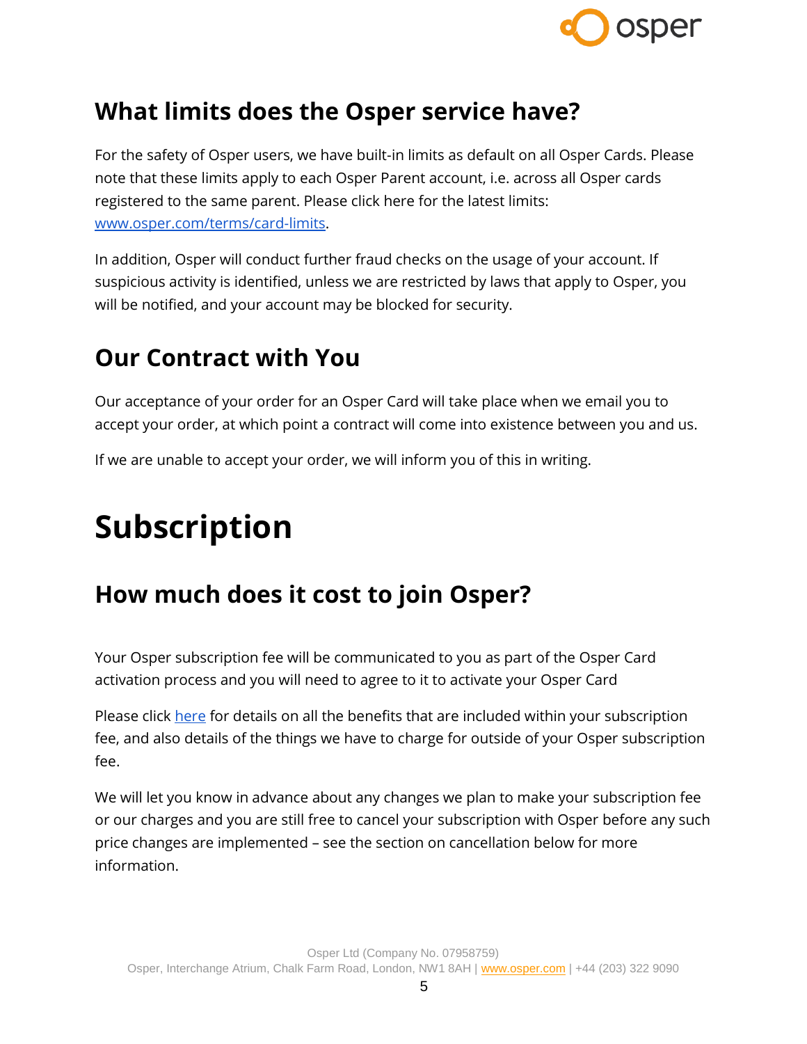## What limits does the Osper service have?

For the safety of Osper users, we have built-in limits as default on all Osper Cards. Please note that these limits apply to each Osper Parent account, i.e. across all Osper cards registered to the same parent. Please click here for the latest limits: [www.osper.com/terms/card-limits](www.osper.com/terms/card-limits).

In addition, Osper will conduct further fraud checks on the usage of your account. If suspicious activity is identified, unless we are restricted by laws that apply to Osper, you will be notified, and your account may be blocked for security.

## Our Contract with You

Our acceptance of your order for an Osper Card will take place when we email you to accept your order, at which point a contract will come into existence between you and us.

If we are unable to accept your order, we will inform you of this in writing.

# Subscription

## How much does it cost to join Osper?

Your Osper subscription fee will be communicated to you as part of the Osper Card activation process and you will need to agree to it to activate your Osper Card

Please click here for details on all the benefits that are included within your subscription fee, and also details of the things we have to charge for outside of your Osper subscription fee.

We will let you know in advance about any changes we plan to make your subscription fee or our charges and you are still free to cancel your subscription with Osper before any such price changes are implemented – see the section on cancellation below for more information.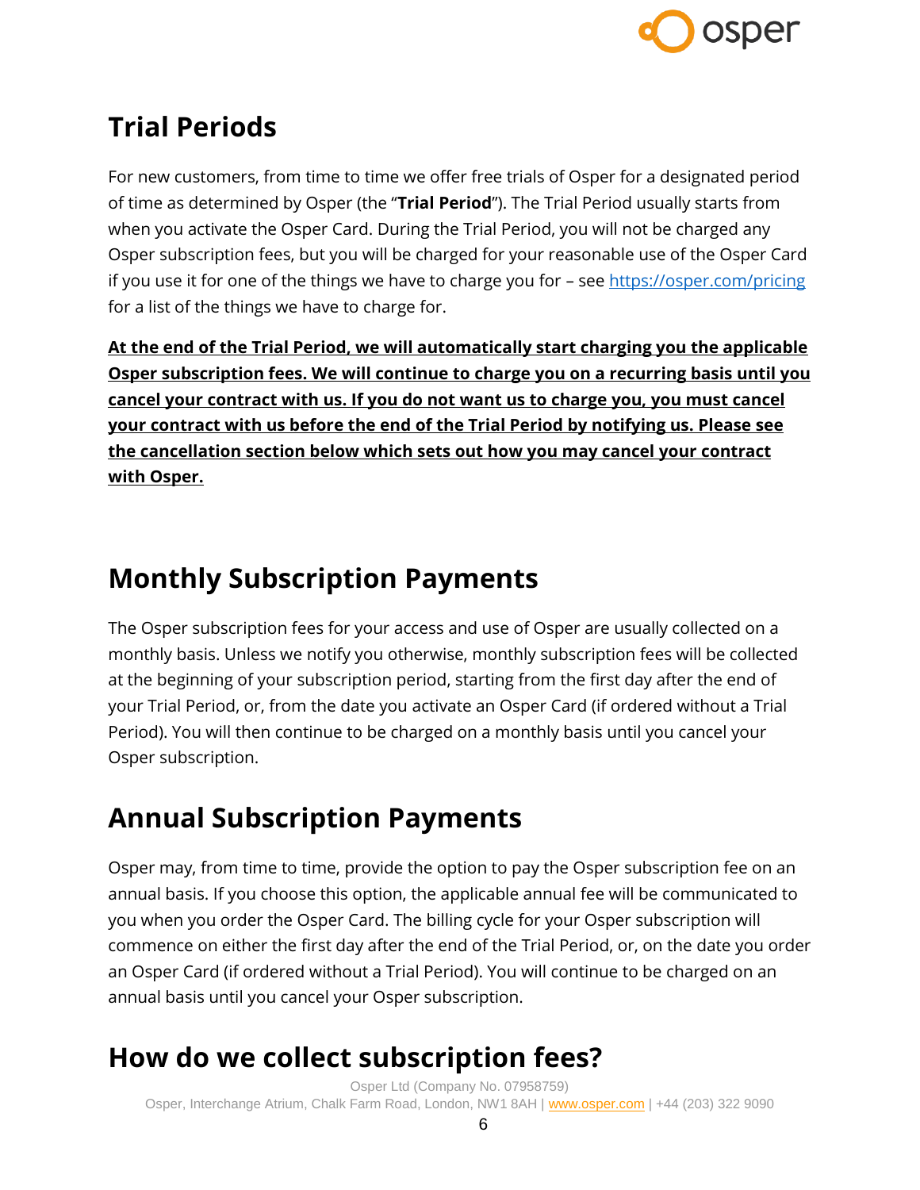## Trial Periods

For new customers, from time to time we offer free trials of Osper for a designated period of time as determined by Osper (the "**Trial Period**"). The Trial Period usually starts from when you activate the Osper Card. During the Trial Period, you will not be charged any Osper subscription fees, but you will be charged for your reasonable use of the Osper Card if you use it for one of the things we have to charge you for – see https://osper.com/pricing for a list of the things we have to charge for.

**At the end of the Trial Period, we will automatically start charging you the applicable Osper subscription fees. We will continue to charge you on a recurring basis until you cancel your contract with us. If you do not want us to charge you, you must cancel your contract with us before the end of the Trial Period by notifying us. Please see the cancellation section below which sets out how you may cancel your contract with Osper.**

## Monthly Subscription Payments

The Osper subscription fees for your access and use of Osper are usually collected on a monthly basis. Unless we notify you otherwise, monthly subscription fees will be collected at the beginning of your subscription period, starting from the first day after the end of your Trial Period, or, from the date you activate an Osper Card (if ordered without a Trial Period). You will then continue to be charged on a monthly basis until you cancel your Osper subscription.

## Annual Subscription Payments

Osper may, from time to time, provide the option to pay the Osper subscription fee on an annual basis. If you choose this option, the applicable annual fee will be communicated to you when you order the Osper Card. The billing cycle for your Osper subscription will commence on either the first day after the end of the Trial Period, or, on the date you order an Osper Card (if ordered without a Trial Period). You will continue to be charged on an annual basis until you cancel your Osper subscription.

## How do we collect subscription fees?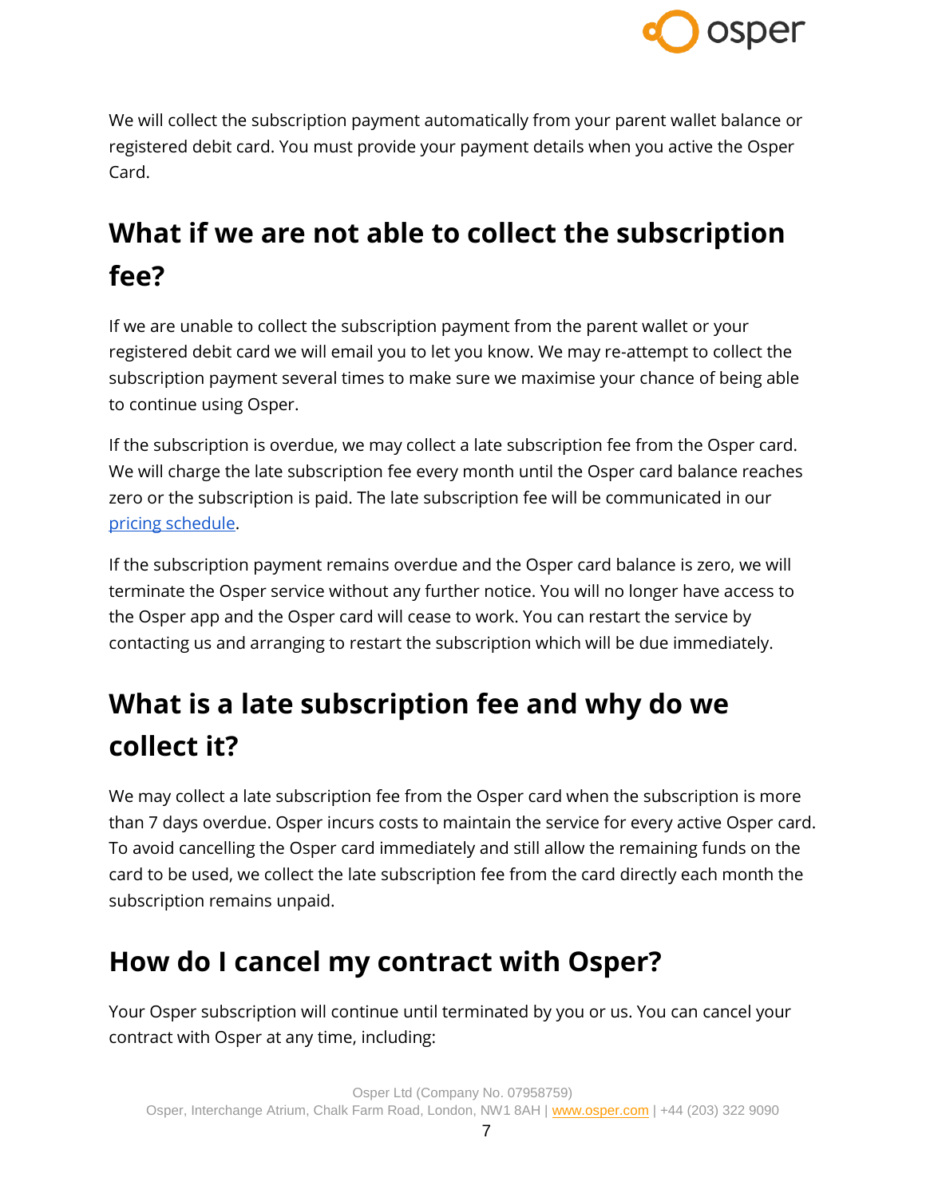We will collect the subscription payment automatically from your parent wallet balance or registered debit card. You must provide your payment details when you active the Osper Card.

## What if we are not able to collect the subscription fee?

If we are unable to collect the subscription payment from the parent wallet or your registered debit card we will email you to let you know. We may re-attempt to collect the subscription payment several times to make sure we maximise your chance of being able to continue using Osper.

If the subscription is overdue, we may collect a late subscription fee from the Osper card. We will charge the late subscription fee every month until the Osper card balance reaches zero or the subscription is paid. The late subscription fee will be communicated in our [pricing schedule](pricing schedule).

If the subscription payment remains overdue and the Osper card balance is zero, we will terminate the Osper service without any further notice. You will no longer have access to the Osper app and the Osper card will cease to work. You can restart the service by contacting us and arranging to restart the subscription which will be due immediately.

## What is a late subscription fee and why do we collect it?

We may collect a late subscription fee from the Osper card when the subscription is more than 7 days overdue. Osper incurs costs to maintain the service for every active Osper card. To avoid cancelling the Osper card immediately and still allow the remaining funds on the card to be used, we collect the late subscription fee from the card directly each month the subscription remains unpaid.

## How do I cancel my contract with Osper?

Your Osper subscription will continue until terminated by you or us. You can cancel your contract with Osper at any time, including: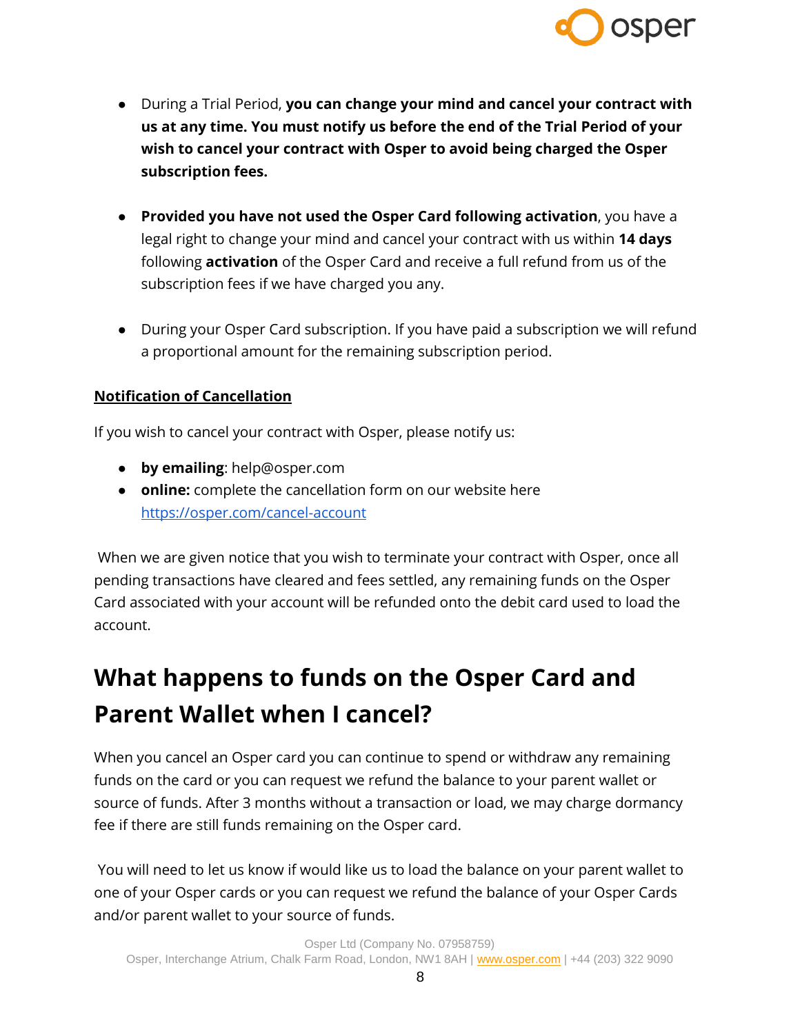- During a Trial Period, **you can change your mind and cancel your contract with us at any time. You must notify us before the end of the Trial Period of your wish to cancel your contract with Osper to avoid being charged the Osper subscription fees.**

- **Provided you have not used the Osper Card following activation**, you have a legal right to change your mind and cancel your contract with us within **14 days** following **activation** of the Osper Card and receive a full refund from us of the subscription fees if we have charged you any.

- During your Osper Card subscription. If you have paid a subscription we will refund a proportional amount for the remaining subscription period.

**Notification of Cancellation**

If you wish to cancel your contract with Osper, please notify us:

- **by emailing**: help@osper.com
- **online:** complete the cancellation form on our website here [https://osper.com/cancel-account](https://osper.com/cancel-account)

When we are given notice that you wish to terminate your contract with Osper, once all pending transactions have cleared and fees settled, any remaining funds on the Osper Card associated with your account will be refunded onto the debit card used to load the account.

# What happens to funds on the Osper Card and Parent Wallet when I cancel?

When you cancel an Osper card you can continue to spend or withdraw any remaining funds on the card or you can request we refund the balance to your parent wallet or source of funds. After 3 months without a transaction or load, we may charge dormancy fee if there are still funds remaining on the Osper card.

You will need to let us know if would like us to load the balance on your parent wallet to one of your Osper cards or you can request we refund the balance of your Osper Cards and/or parent wallet to your source of funds.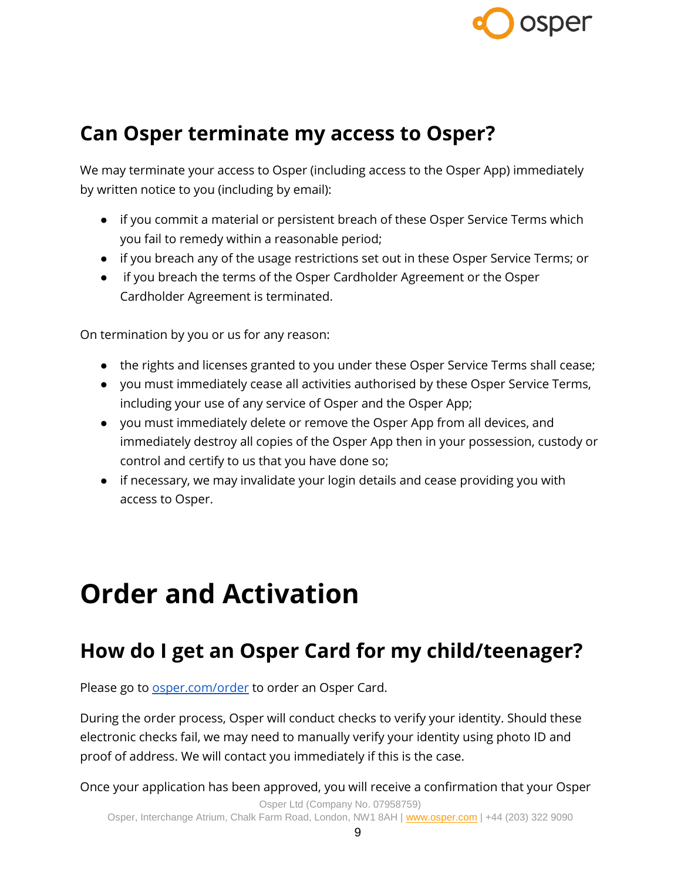## Can Osper terminate my access to Osper?

We may terminate your access to Osper (including access to the Osper App) immediately by written notice to you (including by email):

- if you commit a material or persistent breach of these Osper Service Terms which you fail to remedy within a reasonable period;
- if you breach any of the usage restrictions set out in these Osper Service Terms; or
- if you breach the terms of the Osper Cardholder Agreement or the Osper Cardholder Agreement is terminated.

On termination by you or us for any reason:

- the rights and licenses granted to you under these Osper Service Terms shall cease;
- you must immediately cease all activities authorised by these Osper Service Terms, including your use of any service of Osper and the Osper App;
- you must immediately delete or remove the Osper App from all devices, and immediately destroy all copies of the Osper App then in your possession, custody or control and certify to us that you have done so;
- if necessary, we may invalidate your login details and cease providing you with access to Osper.

# Order and Activation

## How do I get an Osper Card for my child/teenager?

Please go to [osper.com/order](osper.com/order) to order an Osper Card.

During the order process, Osper will conduct checks to verify your identity. Should these electronic checks fail, we may need to manually verify your identity using photo ID and proof of address. We will contact you immediately if this is the case.

Once your application has been approved, you will receive a confirmation that your Osper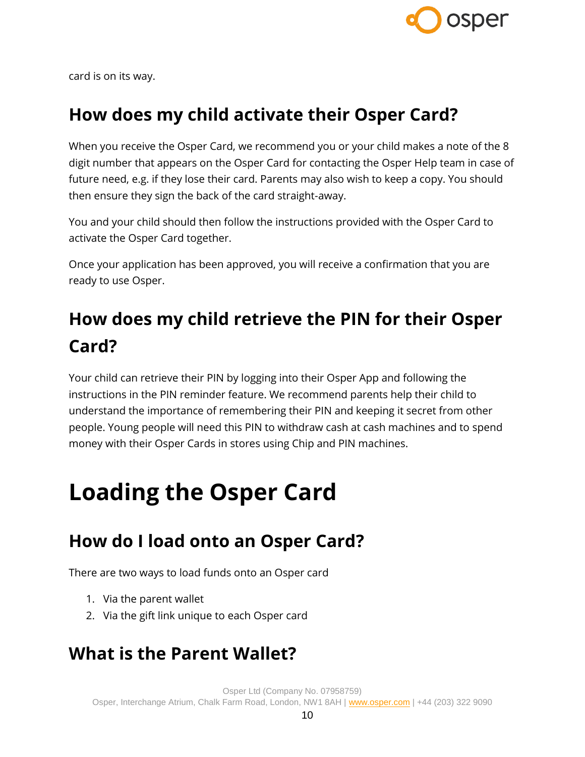card is on its way.

## How does my child activate their Osper Card?

When you receive the Osper Card, we recommend you or your child makes a note of the 8 digit number that appears on the Osper Card for contacting the Osper Help team in case of future need, e.g. if they lose their card. Parents may also wish to keep a copy. You should then ensure they sign the back of the card straight-away.

You and your child should then follow the instructions provided with the Osper Card to activate the Osper Card together.

Once your application has been approved, you will receive a confirmation that you are ready to use Osper.

## How does my child retrieve the PIN for their Osper Card?

Your child can retrieve their PIN by logging into their Osper App and following the instructions in the PIN reminder feature. We recommend parents help their child to understand the importance of remembering their PIN and keeping it secret from other people. Young people will need this PIN to withdraw cash at cash machines and to spend money with their Osper Cards in stores using Chip and PIN machines.

# Loading the Osper Card

## How do I load onto an Osper Card?

There are two ways to load funds onto an Osper card

1. Via the parent wallet
2. Via the gift link unique to each Osper card

## What is the Parent Wallet?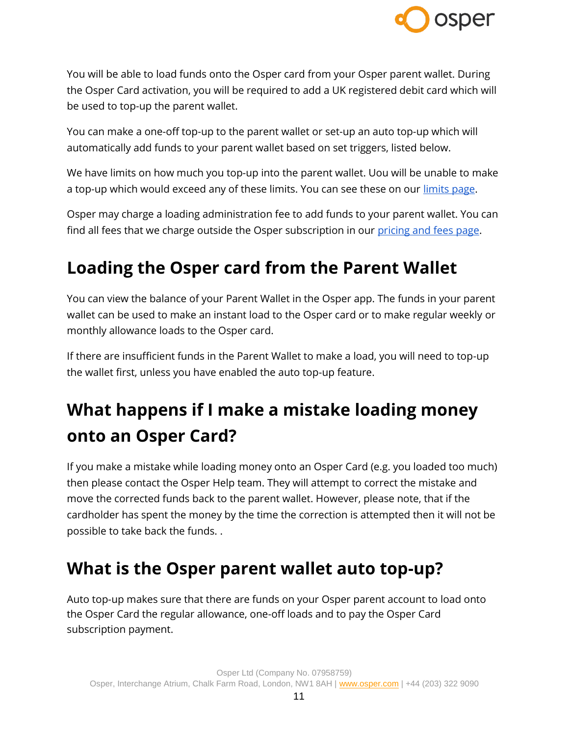You will be able to load funds onto the Osper card from your Osper parent wallet. During the Osper Card activation, you will be required to add a UK registered debit card which will be used to top-up the parent wallet.

You can make a one-off top-up to the parent wallet or set-up an auto top-up which will automatically add funds to your parent wallet based on set triggers, listed below.

We have limits on how much you top-up into the parent wallet. Uou will be unable to make a top-up which would exceed any of these limits. You can see these on our limits page.

Osper may charge a loading administration fee to add funds to your parent wallet. You can find all fees that we charge outside the Osper subscription in our pricing and fees page.

## Loading the Osper card from the Parent Wallet

You can view the balance of your Parent Wallet in the Osper app. The funds in your parent wallet can be used to make an instant load to the Osper card or to make regular weekly or monthly allowance loads to the Osper card.

If there are insufficient funds in the Parent Wallet to make a load, you will need to top-up the wallet first, unless you have enabled the auto top-up feature.

## What happens if I make a mistake loading money onto an Osper Card?

If you make a mistake while loading money onto an Osper Card (e.g. you loaded too much) then please contact the Osper Help team. They will attempt to correct the mistake and move the corrected funds back to the parent wallet. However, please note, that if the cardholder has spent the money by the time the correction is attempted then it will not be possible to take back the funds. .

## What is the Osper parent wallet auto top-up?

Auto top-up makes sure that there are funds on your Osper parent account to load onto the Osper Card the regular allowance, one-off loads and to pay the Osper Card subscription payment.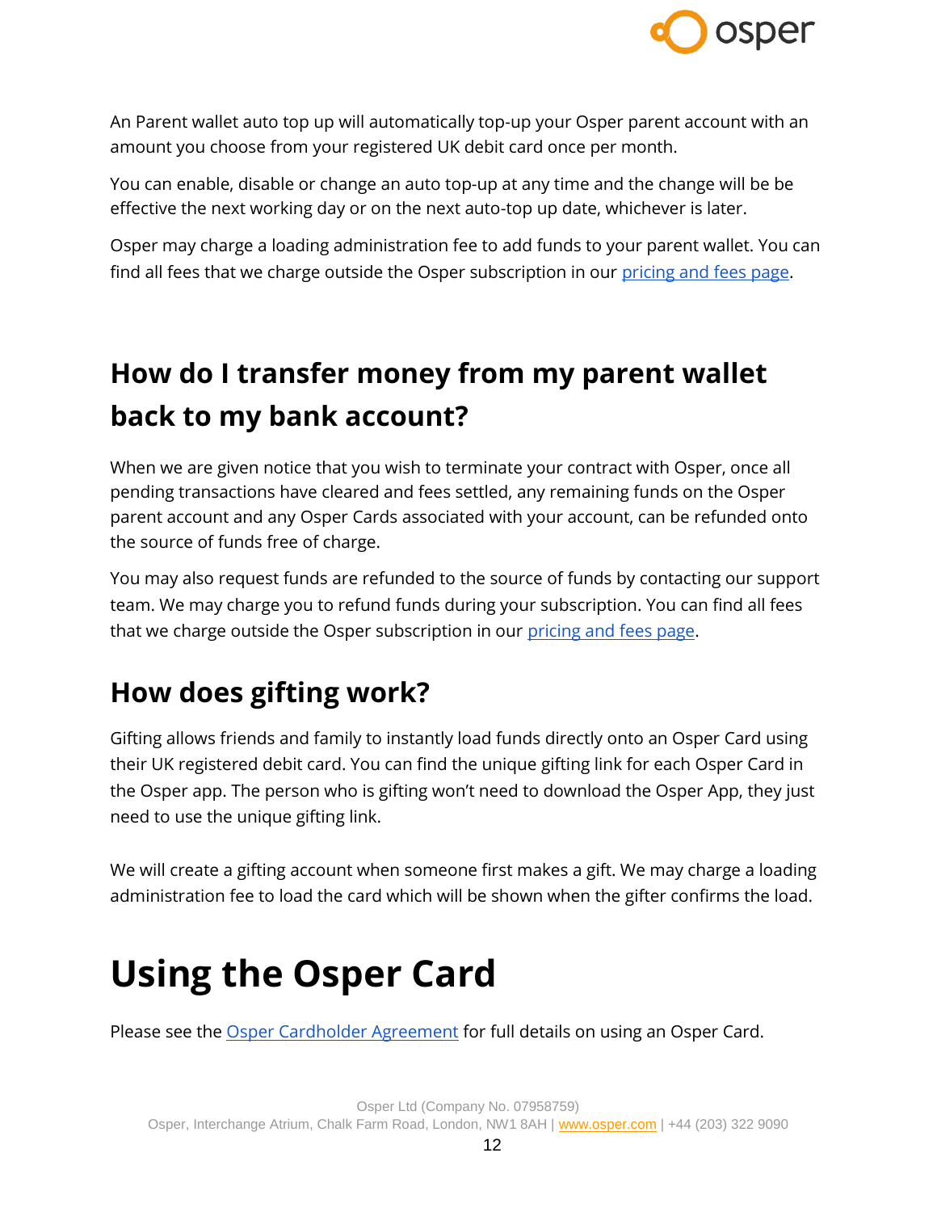An Parent wallet auto top up will automatically top-up your Osper parent account with an amount you choose from your registered UK debit card once per month.

You can enable, disable or change an auto top-up at any time and the change will be be effective the next working day or on the next auto-top up date, whichever is later.

Osper may charge a loading administration fee to add funds to your parent wallet. You can find all fees that we charge outside the Osper subscription in our pricing and fees page.

## How do I transfer money from my parent wallet back to my bank account?

When we are given notice that you wish to terminate your contract with Osper, once all pending transactions have cleared and fees settled, any remaining funds on the Osper parent account and any Osper Cards associated with your account, can be refunded onto the source of funds free of charge.

You may also request funds are refunded to the source of funds by contacting our support team. We may charge you to refund funds during your subscription. You can find all fees that we charge outside the Osper subscription in our pricing and fees page.

## How does gifting work?

Gifting allows friends and family to instantly load funds directly onto an Osper Card using their UK registered debit card. You can find the unique gifting link for each Osper Card in the Osper app. The person who is gifting won't need to download the Osper App, they just need to use the unique gifting link.

We will create a gifting account when someone first makes a gift. We may charge a loading administration fee to load the card which will be shown when the gifter confirms the load.

# Using the Osper Card

Please see the Osper Cardholder Agreement for full details on using an Osper Card.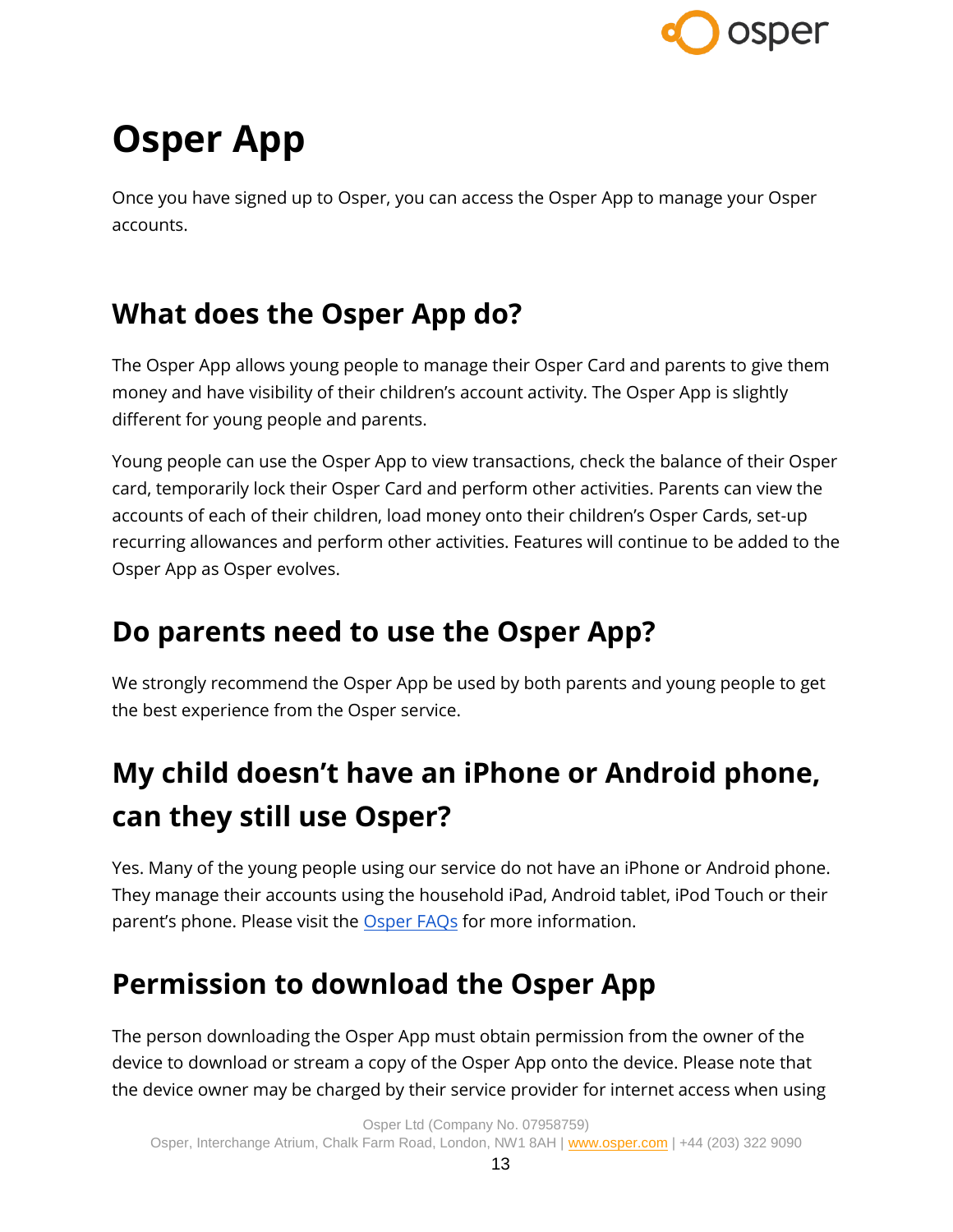# Osper App

Once you have signed up to Osper, you can access the Osper App to manage your Osper accounts.

## What does the Osper App do?

The Osper App allows young people to manage their Osper Card and parents to give them money and have visibility of their children's account activity. The Osper App is slightly different for young people and parents.

Young people can use the Osper App to view transactions, check the balance of their Osper card, temporarily lock their Osper Card and perform other activities. Parents can view the accounts of each of their children, load money onto their children's Osper Cards, set-up recurring allowances and perform other activities. Features will continue to be added to the Osper App as Osper evolves.

## Do parents need to use the Osper App?

We strongly recommend the Osper App be used by both parents and young people to get the best experience from the Osper service.

## My child doesn't have an iPhone or Android phone, can they still use Osper?

Yes. Many of the young people using our service do not have an iPhone or Android phone. They manage their accounts using the household iPad, Android tablet, iPod Touch or their parent's phone. Please visit the Osper FAQs for more information.

## Permission to download the Osper App

The person downloading the Osper App must obtain permission from the owner of the device to download or stream a copy of the Osper App onto the device. Please note that the device owner may be charged by their service provider for internet access when using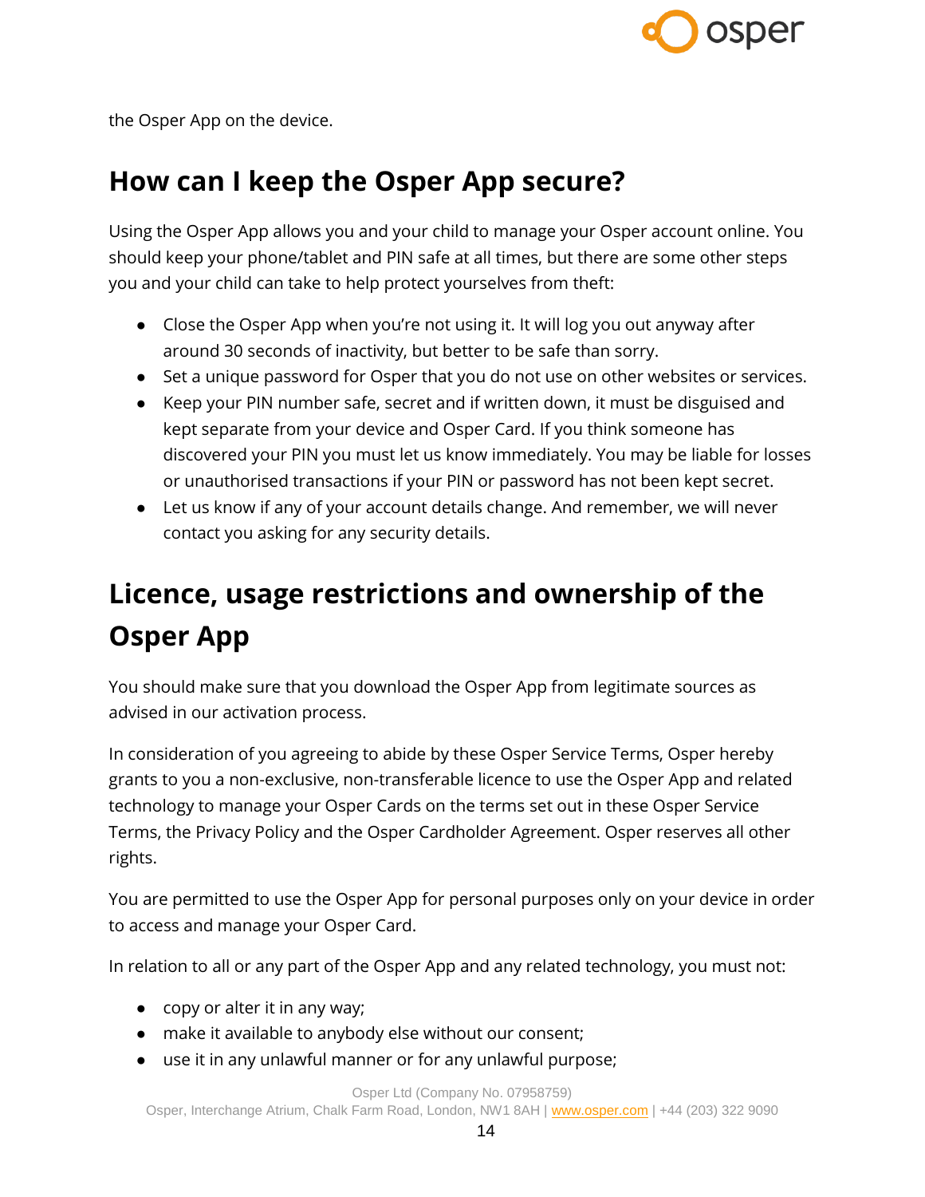the Osper App on the device.

## How can I keep the Osper App secure?

Using the Osper App allows you and your child to manage your Osper account online. You should keep your phone/tablet and PIN safe at all times, but there are some other steps you and your child can take to help protect yourselves from theft:

- Close the Osper App when you're not using it. It will log you out anyway after around 30 seconds of inactivity, but better to be safe than sorry.
- Set a unique password for Osper that you do not use on other websites or services.
- Keep your PIN number safe, secret and if written down, it must be disguised and kept separate from your device and Osper Card. If you think someone has discovered your PIN you must let us know immediately. You may be liable for losses or unauthorised transactions if your PIN or password has not been kept secret.
- Let us know if any of your account details change. And remember, we will never contact you asking for any security details.

## Licence, usage restrictions and ownership of the Osper App

You should make sure that you download the Osper App from legitimate sources as advised in our activation process.

In consideration of you agreeing to abide by these Osper Service Terms, Osper hereby grants to you a non-exclusive, non-transferable licence to use the Osper App and related technology to manage your Osper Cards on the terms set out in these Osper Service Terms, the Privacy Policy and the Osper Cardholder Agreement. Osper reserves all other rights.

You are permitted to use the Osper App for personal purposes only on your device in order to access and manage your Osper Card.

In relation to all or any part of the Osper App and any related technology, you must not:

- copy or alter it in any way;
- make it available to anybody else without our consent;
- use it in any unlawful manner or for any unlawful purpose;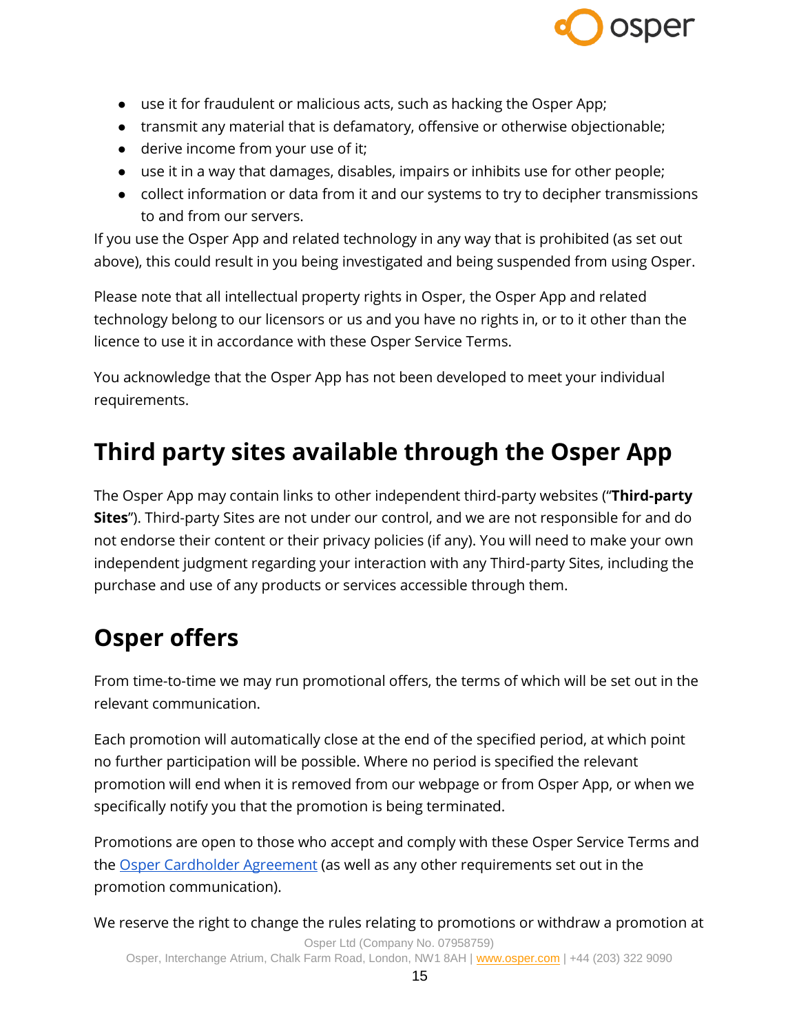- use it for fraudulent or malicious acts, such as hacking the Osper App;
- transmit any material that is defamatory, offensive or otherwise objectionable;
- derive income from your use of it;
- use it in a way that damages, disables, impairs or inhibits use for other people;
- collect information or data from it and our systems to try to decipher transmissions to and from our servers.

If you use the Osper App and related technology in any way that is prohibited (as set out above), this could result in you being investigated and being suspended from using Osper.

Please note that all intellectual property rights in Osper, the Osper App and related technology belong to our licensors or us and you have no rights in, or to it other than the licence to use it in accordance with these Osper Service Terms.

You acknowledge that the Osper App has not been developed to meet your individual requirements.

## Third party sites available through the Osper App

The Osper App may contain links to other independent third-party websites ("**Third-party Sites**"). Third-party Sites are not under our control, and we are not responsible for and do not endorse their content or their privacy policies (if any). You will need to make your own independent judgment regarding your interaction with any Third-party Sites, including the purchase and use of any products or services accessible through them.

## Osper offers

From time-to-time we may run promotional offers, the terms of which will be set out in the relevant communication.

Each promotion will automatically close at the end of the specified period, at which point no further participation will be possible. Where no period is specified the relevant promotion will end when it is removed from our webpage or from Osper App, or when we specifically notify you that the promotion is being terminated.

Promotions are open to those who accept and comply with these Osper Service Terms and the Osper Cardholder Agreement (as well as any other requirements set out in the promotion communication).

We reserve the right to change the rules relating to promotions or withdraw a promotion at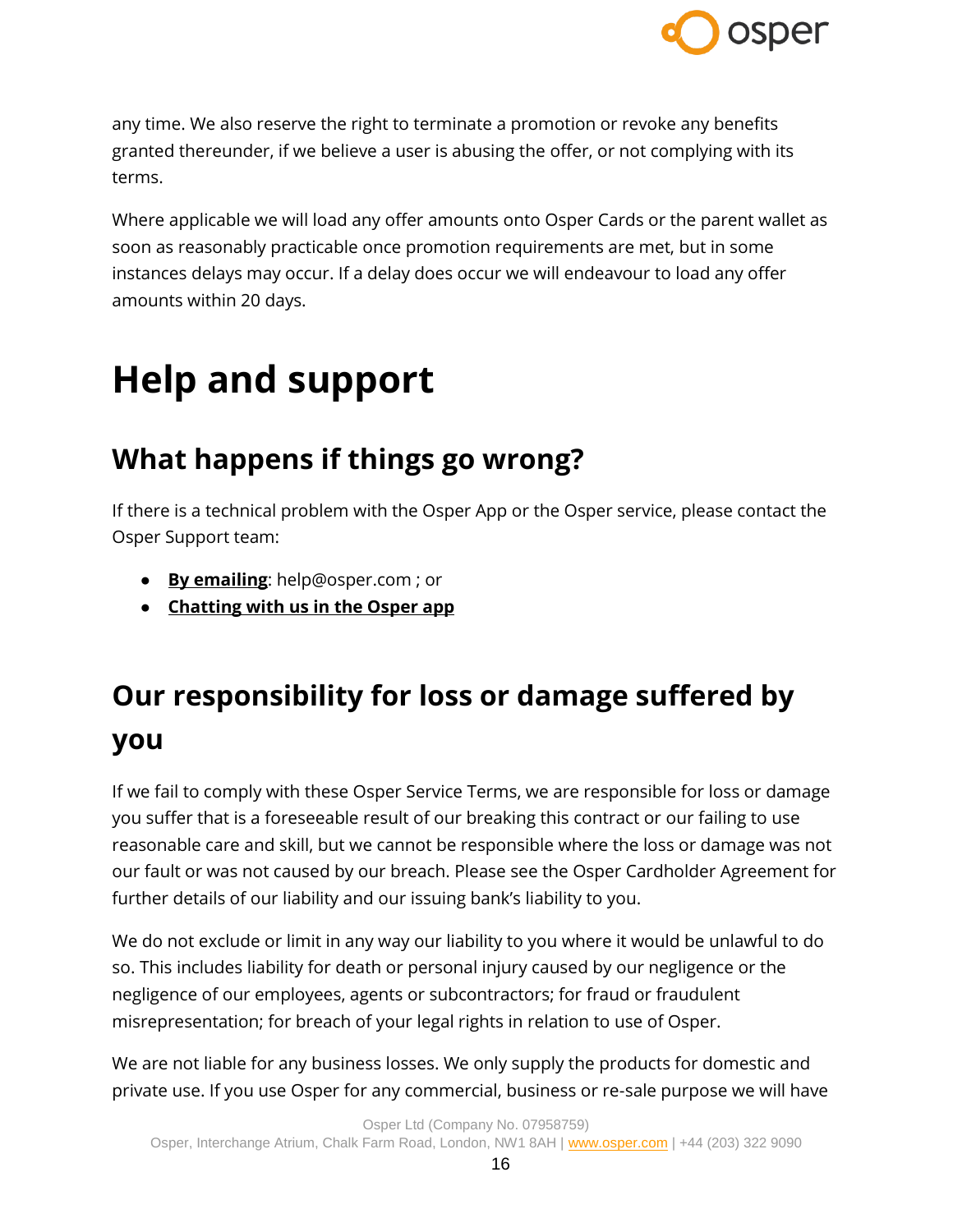any time. We also reserve the right to terminate a promotion or revoke any benefits granted thereunder, if we believe a user is abusing the offer, or not complying with its terms.

Where applicable we will load any offer amounts onto Osper Cards or the parent wallet as soon as reasonably practicable once promotion requirements are met, but in some instances delays may occur. If a delay does occur we will endeavour to load any offer amounts within 20 days.

# Help and support

## What happens if things go wrong?

If there is a technical problem with the Osper App or the Osper service, please contact the Osper Support team:

- **By emailing**: help@osper.com ; or
- **Chatting with us in the Osper app**

## Our responsibility for loss or damage suffered by you

If we fail to comply with these Osper Service Terms, we are responsible for loss or damage you suffer that is a foreseeable result of our breaking this contract or our failing to use reasonable care and skill, but we cannot be responsible where the loss or damage was not our fault or was not caused by our breach. Please see the Osper Cardholder Agreement for further details of our liability and our issuing bank's liability to you.

We do not exclude or limit in any way our liability to you where it would be unlawful to do so. This includes liability for death or personal injury caused by our negligence or the negligence of our employees, agents or subcontractors; for fraud or fraudulent misrepresentation; for breach of your legal rights in relation to use of Osper.

We are not liable for any business losses. We only supply the products for domestic and private use. If you use Osper for any commercial, business or re-sale purpose we will have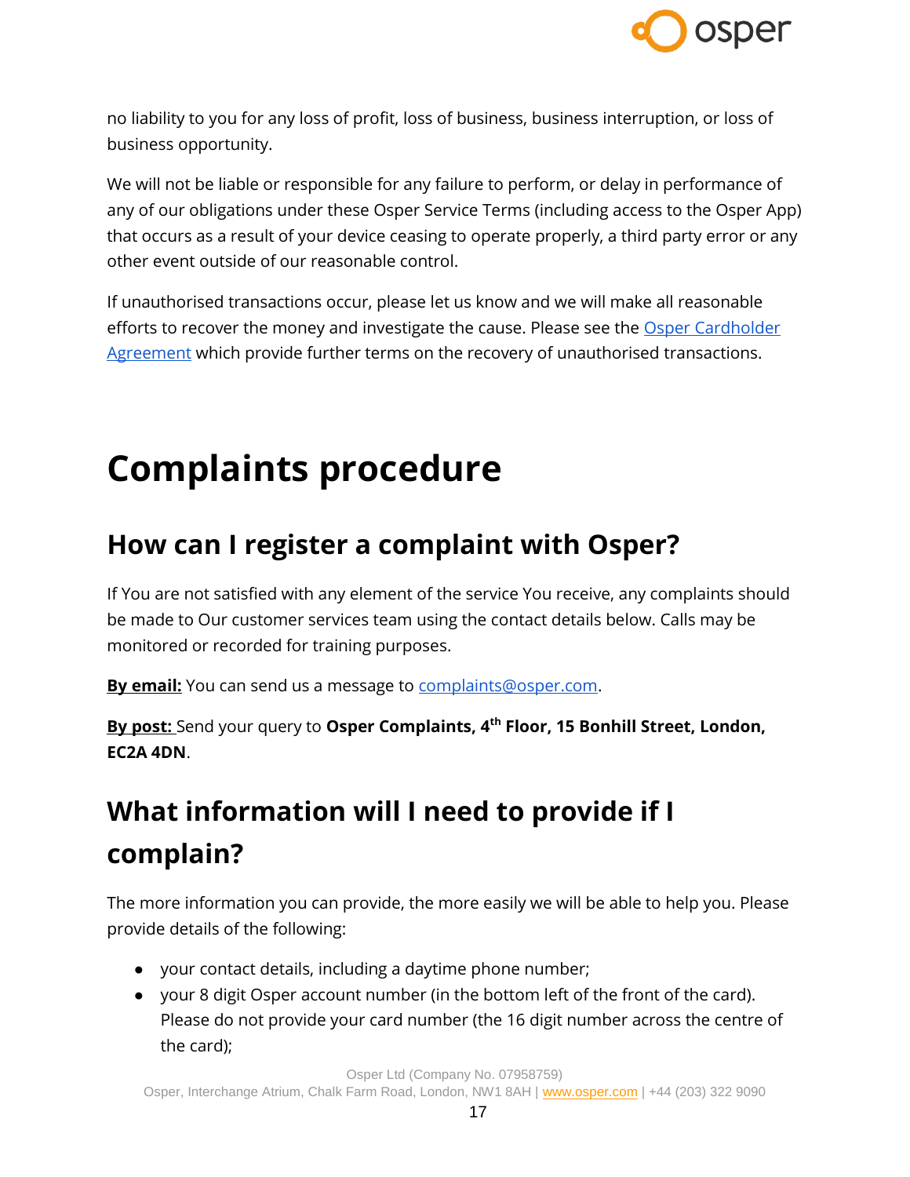no liability to you for any loss of profit, loss of business, business interruption, or loss of business opportunity.

We will not be liable or responsible for any failure to perform, or delay in performance of any of our obligations under these Osper Service Terms (including access to the Osper App) that occurs as a result of your device ceasing to operate properly, a third party error or any other event outside of our reasonable control.

If unauthorised transactions occur, please let us know and we will make all reasonable efforts to recover the money and investigate the cause. Please see the Osper Cardholder Agreement which provide further terms on the recovery of unauthorised transactions.

# Complaints procedure

## How can I register a complaint with Osper?

If You are not satisfied with any element of the service You receive, any complaints should be made to Our customer services team using the contact details below. Calls may be monitored or recorded for training purposes.

**By email:** You can send us a message to complaints@osper.com.

**By post:** Send your query to **Osper Complaints, 4th Floor, 15 Bonhill Street, London, EC2A 4DN**.

## What information will I need to provide if I complain?

The more information you can provide, the more easily we will be able to help you. Please provide details of the following:

- your contact details, including a daytime phone number;
- your 8 digit Osper account number (in the bottom left of the front of the card). Please do not provide your card number (the 16 digit number across the centre of the card);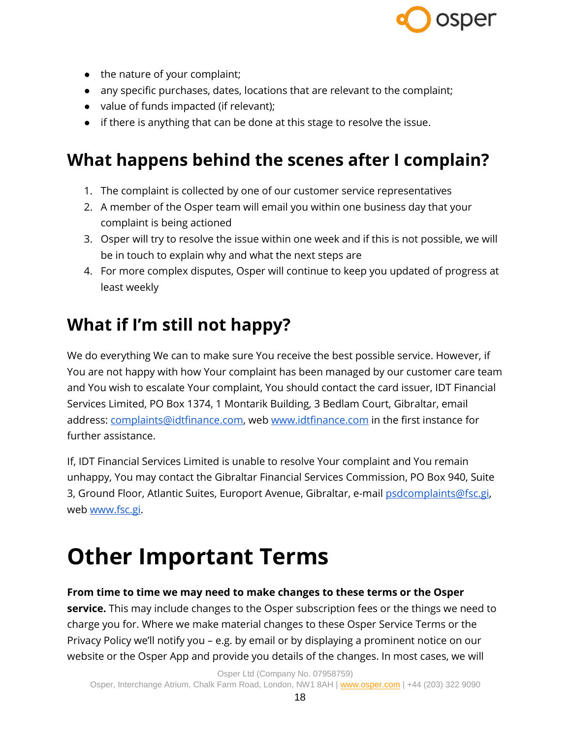- the nature of your complaint;
- any specific purchases, dates, locations that are relevant to the complaint;
- value of funds impacted (if relevant);
- if there is anything that can be done at this stage to resolve the issue.

## What happens behind the scenes after I complain?

1. The complaint is collected by one of our customer service representatives
2. A member of the Osper team will email you within one business day that your complaint is being actioned
3. Osper will try to resolve the issue within one week and if this is not possible, we will be in touch to explain why and what the next steps are
4. For more complex disputes, Osper will continue to keep you updated of progress at least weekly

## What if I'm still not happy?

We do everything We can to make sure You receive the best possible service. However, if You are not happy with how Your complaint has been managed by our customer care team and You wish to escalate Your complaint, You should contact the card issuer, IDT Financial Services Limited, PO Box 1374, 1 Montarik Building, 3 Bedlam Court, Gibraltar, email address: complaints@idtfinance.com, web www.idtfinance.com in the first instance for further assistance.

If, IDT Financial Services Limited is unable to resolve Your complaint and You remain unhappy, You may contact the Gibraltar Financial Services Commission, PO Box 940, Suite 3, Ground Floor, Atlantic Suites, Europort Avenue, Gibraltar, e-mail psdcomplaints@fsc.gi, web www.fsc.gi.

# Other Important Terms

**From time to time we may need to make changes to these terms or the Osper service.** This may include changes to the Osper subscription fees or the things we need to charge you for. Where we make material changes to these Osper Service Terms or the Privacy Policy we'll notify you – e.g. by email or by displaying a prominent notice on our website or the Osper App and provide you details of the changes. In most cases, we will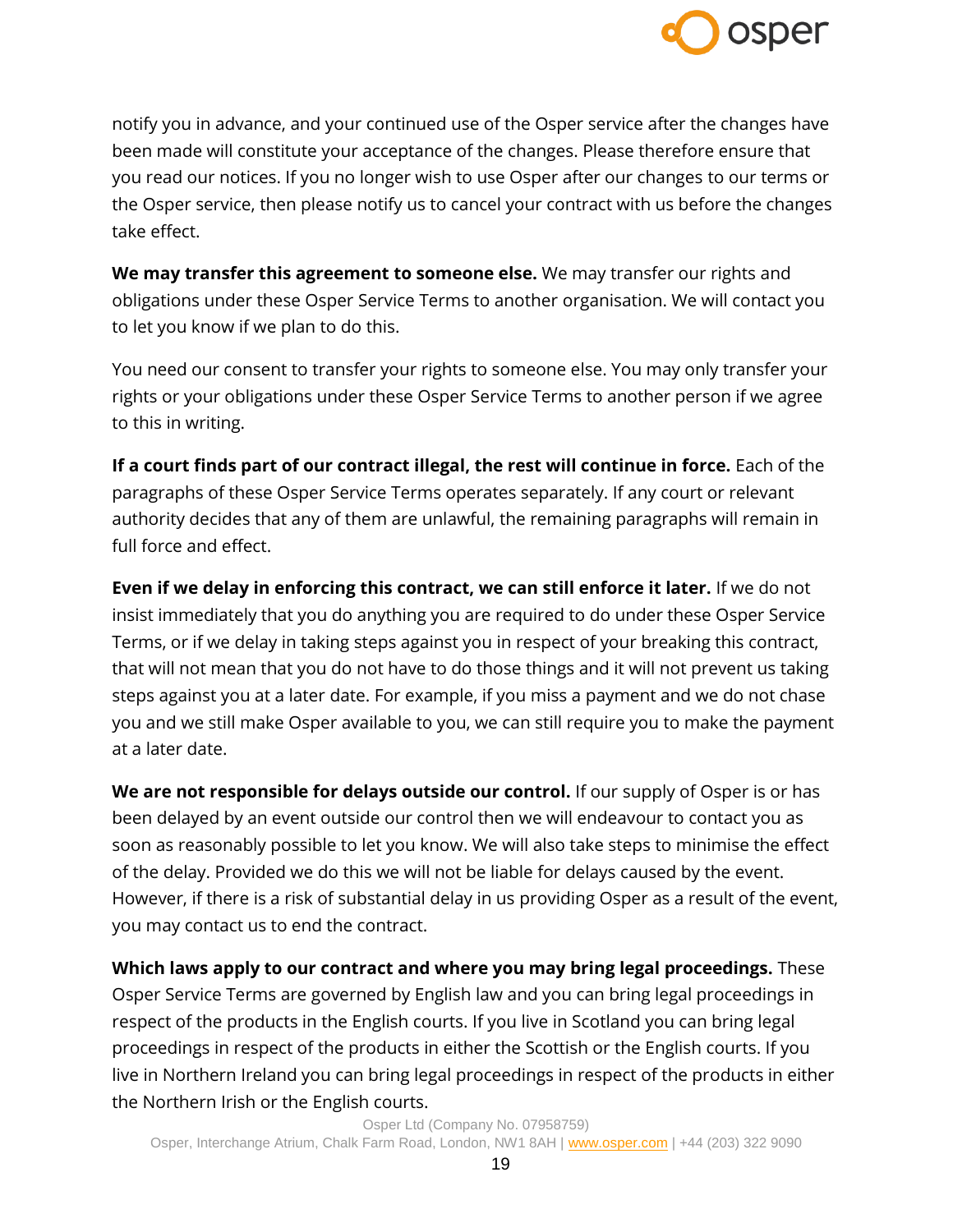notify you in advance, and your continued use of the Osper service after the changes have been made will constitute your acceptance of the changes. Please therefore ensure that you read our notices. If you no longer wish to use Osper after our changes to our terms or the Osper service, then please notify us to cancel your contract with us before the changes take effect.

**We may transfer this agreement to someone else.** We may transfer our rights and obligations under these Osper Service Terms to another organisation. We will contact you to let you know if we plan to do this.

You need our consent to transfer your rights to someone else. You may only transfer your rights or your obligations under these Osper Service Terms to another person if we agree to this in writing.

**If a court finds part of our contract illegal, the rest will continue in force.** Each of the paragraphs of these Osper Service Terms operates separately. If any court or relevant authority decides that any of them are unlawful, the remaining paragraphs will remain in full force and effect.

**Even if we delay in enforcing this contract, we can still enforce it later.** If we do not insist immediately that you do anything you are required to do under these Osper Service Terms, or if we delay in taking steps against you in respect of your breaking this contract, that will not mean that you do not have to do those things and it will not prevent us taking steps against you at a later date. For example, if you miss a payment and we do not chase you and we still make Osper available to you, we can still require you to make the payment at a later date.

**We are not responsible for delays outside our control.** If our supply of Osper is or has been delayed by an event outside our control then we will endeavour to contact you as soon as reasonably possible to let you know. We will also take steps to minimise the effect of the delay. Provided we do this we will not be liable for delays caused by the event. However, if there is a risk of substantial delay in us providing Osper as a result of the event, you may contact us to end the contract.

**Which laws apply to our contract and where you may bring legal proceedings.** These Osper Service Terms are governed by English law and you can bring legal proceedings in respect of the products in the English courts. If you live in Scotland you can bring legal proceedings in respect of the products in either the Scottish or the English courts. If you live in Northern Ireland you can bring legal proceedings in respect of the products in either the Northern Irish or the English courts.